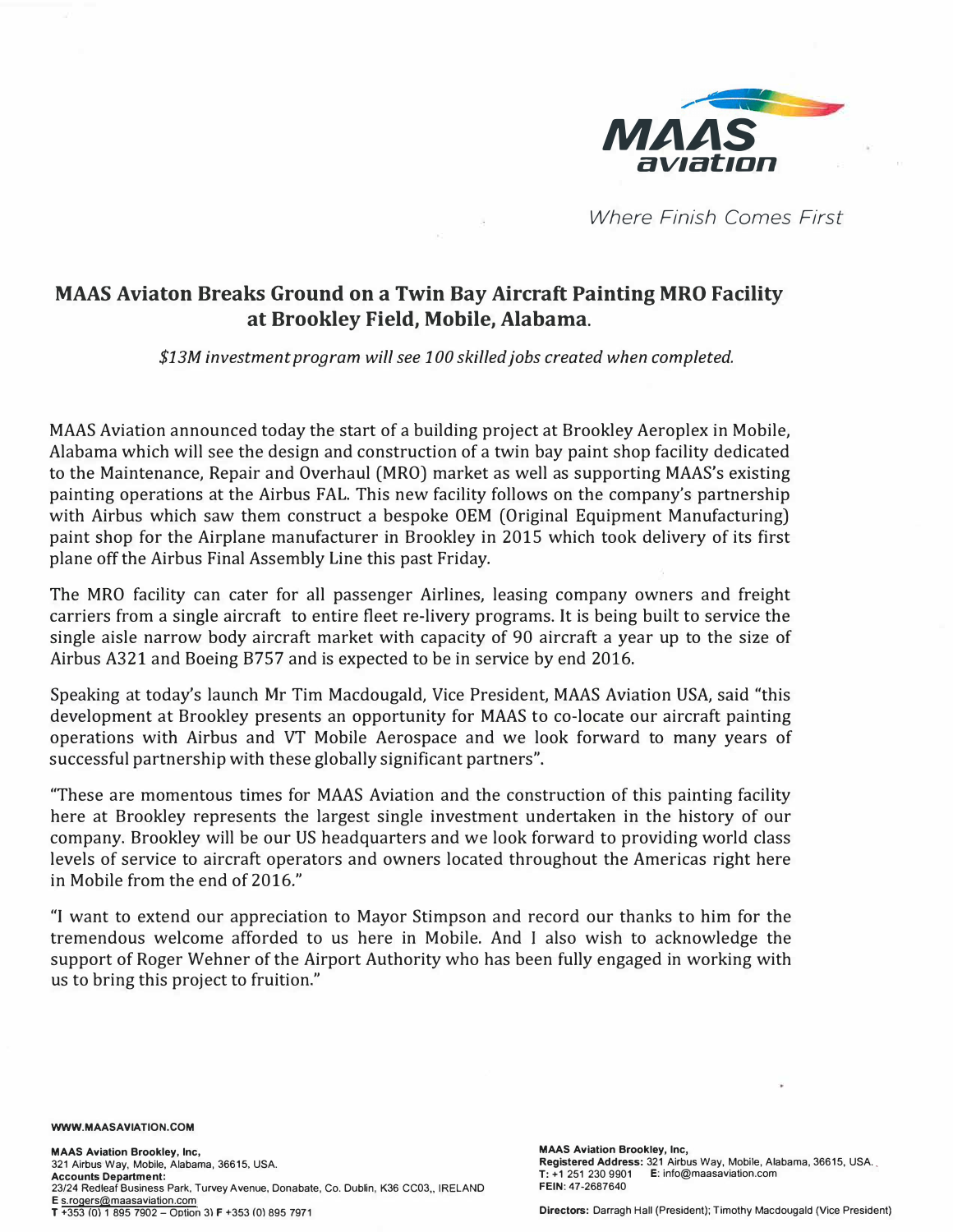MAAS aviation

*Where Finish Comes First*

# MAAS Aviaton Breaks Ground on a Twin Bay Aircraft Painting MRO Facility at Brookley Field, Mobile, Alabama.

*$13M investment program will see 100 skilled jobs created when completed.*

MAAS Aviation announced today the start of a building project at Brookley Aeroplex in Mobile, Alabama which will see the design and construction of a twin bay paint shop facility dedicated to the Maintenance, Repair and Overhaul (MRO) market as well as supporting MAAS's existing painting operations at the Airbus FAL. This new facility follows on the company's partnership with Airbus which saw them construct a bespoke OEM (Original Equipment Manufacturing) paint shop for the Airplane manufacturer in Brookley in 2015 which took delivery of its first plane off the Airbus Final Assembly Line this past Friday.

The MRO facility can cater for all passenger Airlines, leasing company owners and freight carriers from a single aircraft to entire fleet re-livery programs. It is being built to service the single aisle narrow body aircraft market with capacity of 90 aircraft a year up to the size of Airbus A321 and Boeing B757 and is expected to be in service by end 2016.

Speaking at today's launch Mr Tim Macdougald, Vice President, MAAS Aviation USA, said "this development at Brookley presents an opportunity for MAAS to co-locate our aircraft painting operations with Airbus and VT Mobile Aerospace and we look forward to many years of successful partnership with these globally significant partners".

"These are momentous times for MAAS Aviation and the construction of this painting facility here at Brookley represents the largest single investment undertaken in the history of our company. Brookley will be our US headquarters and we look forward to providing world class levels of service to aircraft operators and owners located throughout the Americas right here in Mobile from the end of 2016."

"I want to extend our appreciation to Mayor Stimpson and record our thanks to him for the tremendous welcome afforded to us here in Mobile. And I also wish to acknowledge the support of Roger Wehner of the Airport Authority who has been fully engaged in working with us to bring this project to fruition."

WWW.MAASAVIATION.COM

**MAAS Aviation Brookley, Inc,**
321 Airbus Way, Mobile, Alabama, 36615, USA.
**Accounts Department:**
23/24 Redleaf Business Park, Turvey Avenue, Donabate, Co. Dublin, K36 CC03,, IRELAND
E s.rogers@maasaviation.com
T +353 (0) 1 895 7902 – Option 3) F +353 (0) 895 7971

**MAAS Aviation Brookley, Inc,**
**Registered Address:** 321 Airbus Way, Mobile, Alabama, 36615, USA.
**T:** +1 251 230 9901 **E:** info@maasaviation.com
**FEIN:** 47-2687640

**Directors:** Darragh Hall (President); Timothy Macdougald (Vice President)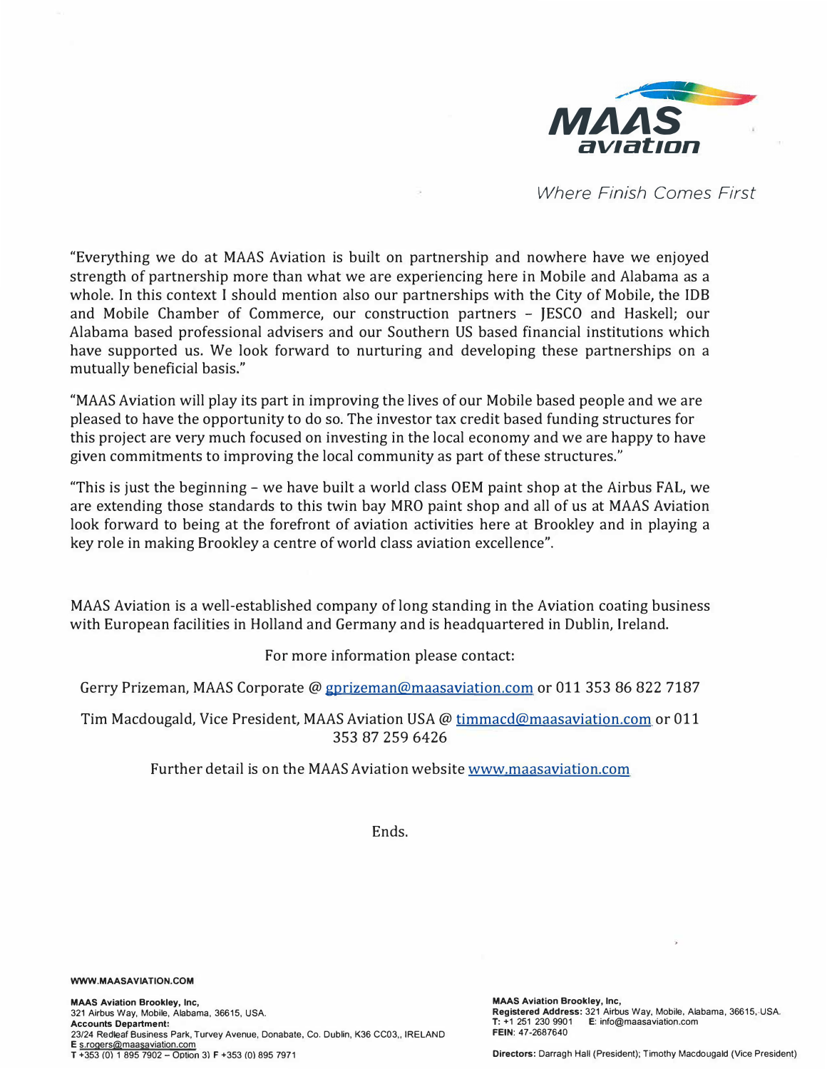MAAS aviation

*Where Finish Comes First*

"Everything we do at MAAS Aviation is built on partnership and nowhere have we enjoyed strength of partnership more than what we are experiencing here in Mobile and Alabama as a whole. In this context I should mention also our partnerships with the City of Mobile, the IDB and Mobile Chamber of Commerce, our construction partners – JESCO and Haskell; our Alabama based professional advisers and our Southern US based financial institutions which have supported us. We look forward to nurturing and developing these partnerships on a mutually beneficial basis."

"MAAS Aviation will play its part in improving the lives of our Mobile based people and we are pleased to have the opportunity to do so. The investor tax credit based funding structures for this project are very much focused on investing in the local economy and we are happy to have given commitments to improving the local community as part of these structures."

"This is just the beginning – we have built a world class OEM paint shop at the Airbus FAL, we are extending those standards to this twin bay MRO paint shop and all of us at MAAS Aviation look forward to being at the forefront of aviation activities here at Brookley and in playing a key role in making Brookley a centre of world class aviation excellence".

MAAS Aviation is a well-established company of long standing in the Aviation coating business with European facilities in Holland and Germany and is headquartered in Dublin, Ireland.

For more information please contact:

Gerry Prizeman, MAAS Corporate @ gprizeman@maasaviation.com or 011 353 86 822 7187

Tim Macdougald, Vice President, MAAS Aviation USA @ timmacd@maasaviation.com or 011 353 87 259 6426

Further detail is on the MAAS Aviation website www.maasaviation.com

Ends.

WWW.MAASAVIATION.COM

**MAAS Aviation Brookley, Inc,**
321 Airbus Way, Mobile, Alabama, 36615, USA.
**Accounts Department:**
23/24 Redleaf Business Park, Turvey Avenue, Donabate, Co. Dublin, K36 CC03,, IRELAND
**E** s.rogers@maasaviation.com
**T** +353 (0) 1 895 7902 – Option 3) **F** +353 (0) 895 7971

**MAAS Aviation Brookley, Inc,**
**Registered Address:** 321 Airbus Way, Mobile, Alabama, 36615, USA.
**T:** +1 251 230 9901 **E:** info@maasaviation.com
**FEIN:** 47-2687640

**Directors:** Darragh Hall (President); Timothy Macdougald (Vice President)